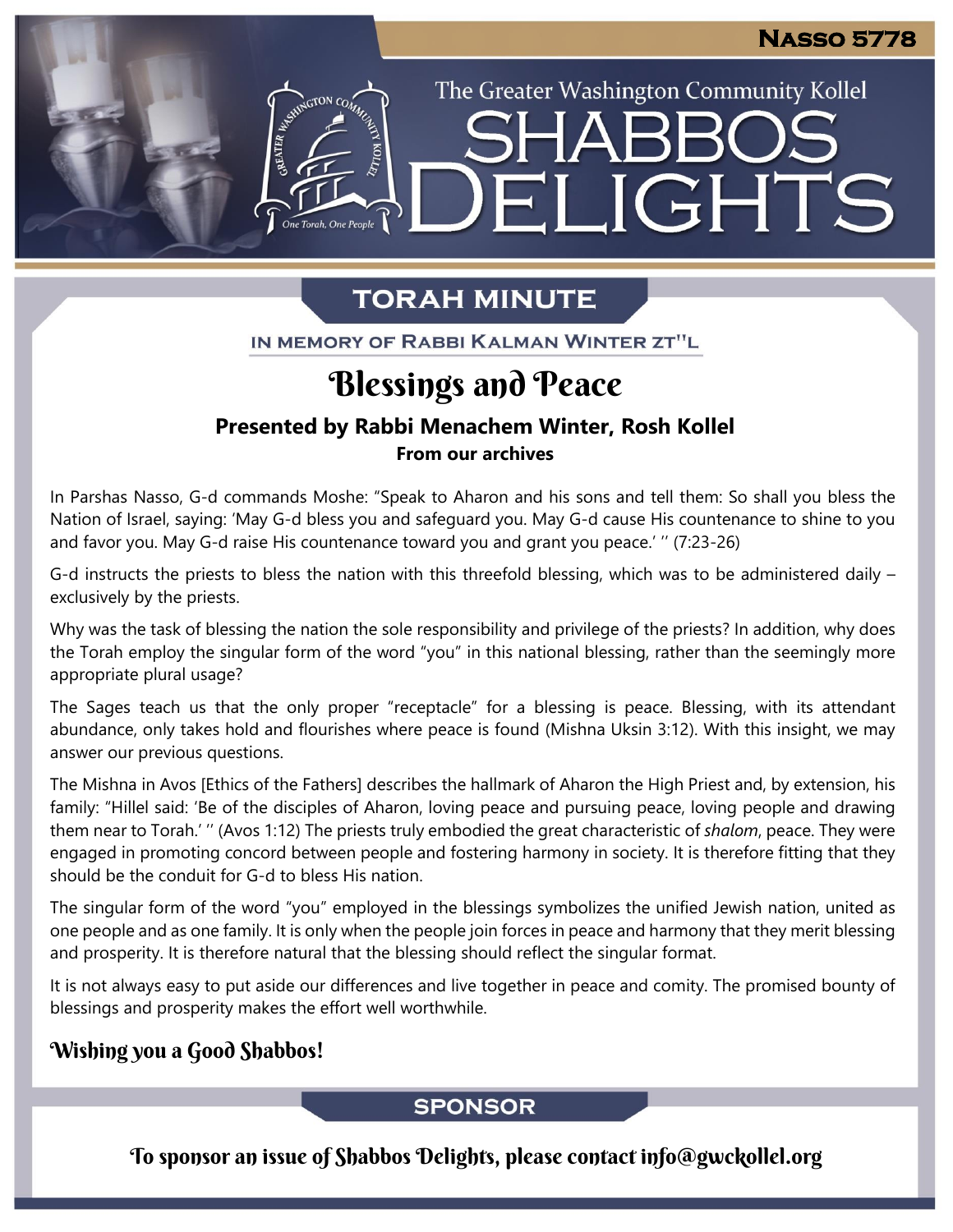**Nasso 5778**

The Greater Washington Community Kollel

# Shabbos Delights

## TORAH MINUTE

IN MEMORY OF RABBI KALMAN WINTER ZT"L

# Blessings and Peace

### Presented by Rabbi Menachem Winter, Rosh Kollel

**From our archives**

In Parshas Nasso, G-d commands Moshe: "Speak to Aharon and his sons and tell them: So shall you bless the Nation of Israel, saying: 'May G-d bless you and safeguard you. May G-d cause His countenance to shine to you and favor you. May G-d raise His countenance toward you and grant you peace.' " (7:23-26)

G-d instructs the priests to bless the nation with this threefold blessing, which was to be administered daily – exclusively by the priests.

Why was the task of blessing the nation the sole responsibility and privilege of the priests? In addition, why does the Torah employ the singular form of the word "you" in this national blessing, rather than the seemingly more appropriate plural usage?

The Sages teach us that the only proper "receptacle" for a blessing is peace. Blessing, with its attendant abundance, only takes hold and flourishes where peace is found (Mishna Uksin 3:12). With this insight, we may answer our previous questions.

The Mishna in Avos [Ethics of the Fathers] describes the hallmark of Aharon the High Priest and, by extension, his family: "Hillel said: 'Be of the disciples of Aharon, loving peace and pursuing peace, loving people and drawing them near to Torah.' " (Avos 1:12) The priests truly embodied the great characteristic of *shalom*, peace. They were engaged in promoting concord between people and fostering harmony in society. It is therefore fitting that they should be the conduit for G-d to bless His nation.

The singular form of the word "you" employed in the blessings symbolizes the unified Jewish nation, united as one people and as one family. It is only when the people join forces in peace and harmony that they merit blessing and prosperity. It is therefore natural that the blessing should reflect the singular format.

It is not always easy to put aside our differences and live together in peace and comity. The promised bounty of blessings and prosperity makes the effort well worthwhile.

**Wishing you a Good Shabbos!**

## SPONSOR

To sponsor an issue of Shabbos Delights, please contact info@gwckollel.org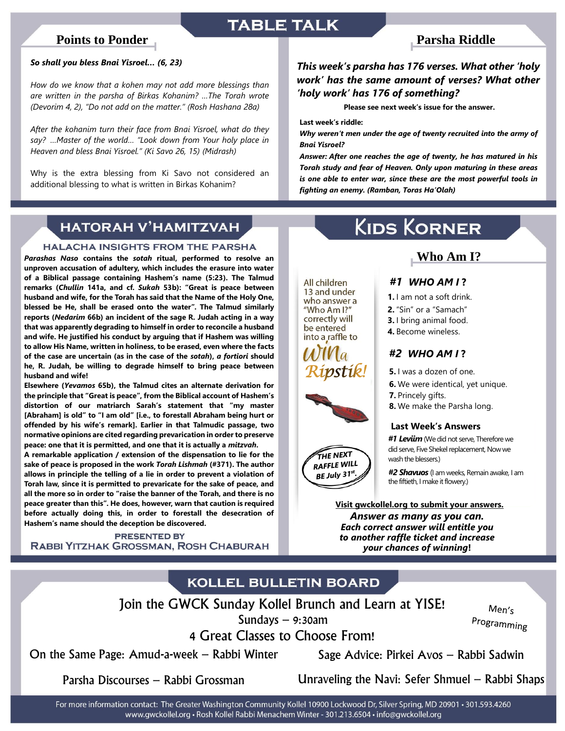# TABLE TALK

## Points to Ponder

***So shall you bless Bnai Yisroel... (6, 23)***

*How do we know that a kohen may not add more blessings than are written in the parsha of Birkas Kohanim? ...The Torah wrote (Devorim 4, 2), "Do not add on the matter." (Rosh Hashana 28a)*

*After the kohanim turn their face from Bnai Yisroel, what do they say? ...Master of the world... "Look down from Your holy place in Heaven and bless Bnai Yisroel." (Ki Savo 26, 15) (Midrash)*

Why is the extra blessing from Ki Savo not considered an additional blessing to what is written in Birkas Kohanim?

## Parsha Riddle

***This week's parsha has 176 verses. What other 'holy work' has the same amount of verses? What other 'holy work' has 176 of something?***

**Please see next week's issue for the answer.**

**Last week's riddle:**

***Why weren't men under the age of twenty recruited into the army of Bnai Yisroel?***

***Answer: After one reaches the age of twenty, he has matured in his Torah study and fear of Heaven. Only upon maturing in these areas is one able to enter war, since these are the most powerful tools in fighting an enemy. (Ramban, Toras Ha'Olah)***

# HATORAH V'HAMITZVAH

## HALACHA INSIGHTS FROM THE PARSHA

***Parashas Naso*** **contains the *sotah* ritual, performed to resolve an unproven accusation of adultery, which includes the erasure into water of a Biblical passage containing Hashem's name (5:23). The Talmud remarks (*Chullin* 141a, and cf. *Sukah* 53b): "Great is peace between husband and wife, for the Torah has said that the Name of the Holy One, blessed be He, shall be erased onto the water". The Talmud similarly reports (*Nedarim* 66b) an incident of the sage R. Judah acting in a way that was apparently degrading to himself in order to reconcile a husband and wife. He justified his conduct by arguing that if Hashem was willing to allow His Name, written in holiness, to be erased, even where the facts of the case are uncertain (as in the case of the *sotah*), *a fortiori* should he, R. Judah, be willing to degrade himself to bring peace between husband and wife!**

**Elsewhere (*Yevamos* 65b), the Talmud cites an alternate derivation for the principle that "Great is peace", from the Biblical account of Hashem's distortion of our matriarch Sarah's statement that "my master [Abraham] is old" to "I am old" [i.e., to forestall Abraham being hurt or offended by his wife's remark]. Earlier in that Talmudic passage, two normative opinions are cited regarding prevarication in order to preserve peace: one that it is permitted, and one that it is actually a *mitzvah*.**

**A remarkable application / extension of the dispensation to lie for the sake of peace is proposed in the work *Torah Lishmah* (#371). The author allows in principle the telling of a lie in order to prevent a violation of Torah law, since it is permitted to prevaricate for the sake of peace, and all the more so in order to "raise the banner of the Torah, and there is no peace greater than this". He does, however, warn that caution is required before actually doing this, in order to forestall the desecration of Hashem's name should the deception be discovered.**

PRESENTED BY
RABBI YITZHAK GROSSMAN, ROSH CHABURAH

# KIDS KORNER

## Who Am I?

All children 13 and under who answer a "Who Am I?" correctly will be entered into a raffle to

*Win a Ripstik!*

THE NEXT RAFFLE WILL BE July 31st.

### #1 WHO AM I ?

1. I am not a soft drink.
2. "Sin" or a "Samach"
3. I bring animal food.
4. Become wineless.

### #2 WHO AM I ?

5. I was a dozen of one.
6. We were identical, yet unique.
7. Princely gifts.
8. We make the Parsha long.

### Last Week's Answers

***#1 Leviim*** (We did not serve, Therefore we did serve, Five Shekel replacement, Now we wash the blessers.)

***#2 Shavuos*** (I am weeks, Remain awake, I am the fiftieth, I make it flowery.)

**Visit gwckollel.org to submit your answers.**

***Answer as many as you can.***
***Each correct answer will entitle you to another raffle ticket and increase your chances of winning!***

# KOLLEL BULLETIN BOARD

Join the GWCK Sunday Kollel Brunch and Learn at YISE!

Men's Programming

Sundays – 9:30am

4 Great Classes to Choose From!

On the Same Page: Amud-a-week – Rabbi Winter

Sage Advice: Pirkei Avos – Rabbi Sadwin

Parsha Discourses – Rabbi Grossman

Unraveling the Navi: Sefer Shmuel – Rabbi Shaps

For more information contact: The Greater Washington Community Kollel 10900 Lockwood Dr, Silver Spring, MD 20901 • 301.593.4260
www.gwckollel.org • Rosh Kollel Rabbi Menachem Winter - 301.213.6504 • info@gwckollel.org